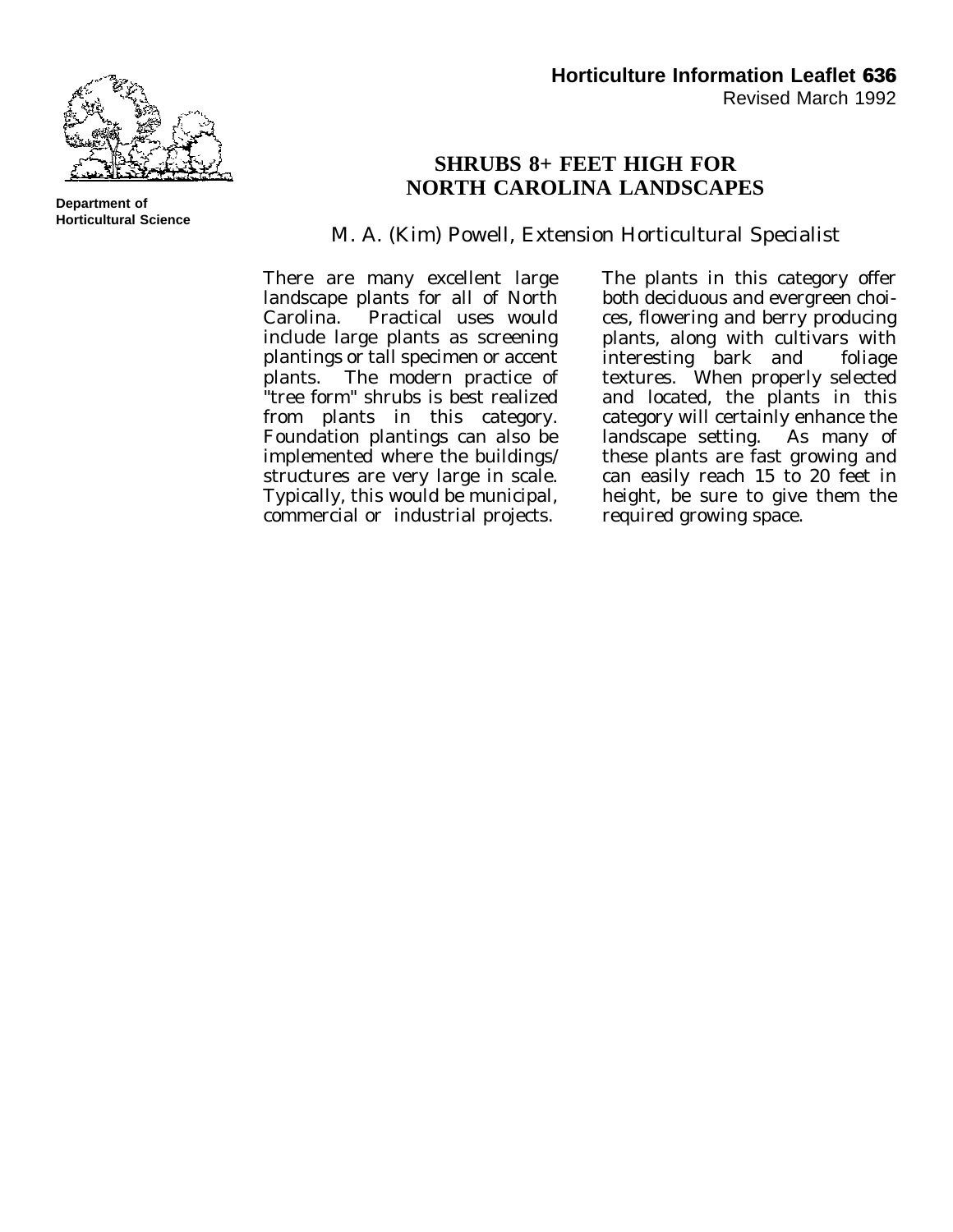**Department of Horticultural Science**

**Horticulture Information Leaflet 636**
Revised March 1992

# SHRUBS 8+ FEET HIGH FOR NORTH CAROLINA LANDSCAPES

M. A. (Kim) Powell, Extension Horticultural Specialist

There are many excellent large landscape plants for all of North Carolina. Practical uses would include large plants as screening plantings or tall specimen or accent plants. The modern practice of "tree form" shrubs is best realized from plants in this category. Foundation plantings can also be implemented where the buildings/ structures are very large in scale. Typically, this would be municipal, commercial or industrial projects.

The plants in this category offer both deciduous and evergreen choices, flowering and berry producing plants, along with cultivars with interesting bark and foliage textures. When properly selected and located, the plants in this category will certainly enhance the landscape setting. As many of these plants are fast growing and can easily reach 15 to 20 feet in height, be sure to give them the required growing space.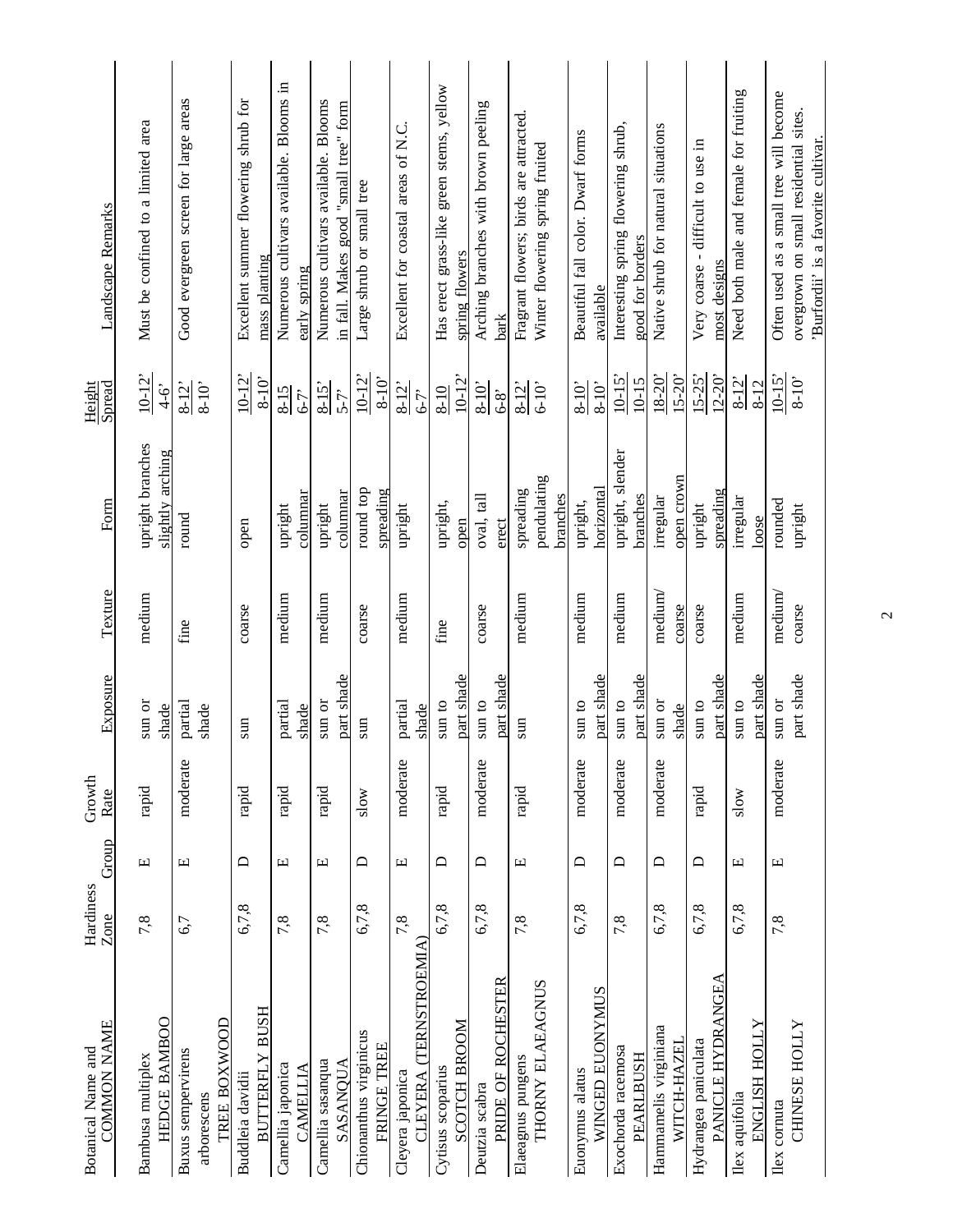| Botanical Name and COMMON NAME | Hardiness Zone | Group | Growth Rate | Exposure | Texture | Form | Height / Spread | Landscape Remarks |
|---|---|---|---|---|---|---|---|---|
| Bambusa multiplex HEDGE BAMBOO | 7,8 | E | rapid | sun or shade | medium | upright branches slightly arching | 10-12' / 4-6' | Must be confined to a limited area |
| Buxus sempervirens arborescens TREE BOXWOOD | 6,7 | E | moderate | partial shade | fine | round | 8-12' / 8-10' | Good evergreen screen for large areas |
| Buddleia davidii BUTTERFLY BUSH | 6,7,8 | D | rapid | sun | coarse | open | 10-12' / 8-10' | Excellent summer flowering shrub for mass planting |
| Camellia japonica CAMELLIA | 7,8 | E | rapid | partial shade | medium | upright columnar | 8-15 / 6-7' | Numerous cultivars available. Blooms in early spring |
| Camellia sasanqua SASANQUA | 7,8 | E | rapid | sun or part shade | medium | upright columnar | 8-15' / 5-7' | Numerous cultivars available. Blooms in fall. Makes good "small tree" form |
| Chionanthus virginicus FRINGE TREE | 6,7,8 | D | slow | sun | coarse | round top spreading | 10-12' / 8-10' | Large shrub or small tree |
| Cleyera japonica CLEYERA (TERNSTROEMIA) | 7,8 | E | moderate | partial shade | medium | upright | 8-12' / 6-7' | Excellent for coastal areas of N.C. |
| Cytisus scoparius SCOTCH BROOM | 6,7,8 | D | rapid | sun to part shade | fine | upright, open | 8-10 / 10-12' | Has erect grass-like green stems, yellow spring flowers |
| Deutzia scabra PRIDE OF ROCHESTER | 6,7,8 | D | moderate | sun to part shade | coarse | oval, tall erect | 8-10' / 6-8' | Arching branches with brown peeling bark |
| Elaeagnus pungens THORNY ELAEAGNUS | 7,8 | E | rapid | sun | medium | spreading pendulating branches | 8-12' / 6-10' | Fragrant flowers; birds are attracted. Winter flowering spring fruited |
| Euonymus alatus WINGED EUONYMUS | 6,7,8 | D | moderate | sun to part shade | medium | upright, horizontal | 8-10' / 8-10' | Beautiful fall color. Dwarf forms available |
| Exochorda racemosa PEARLBUSH | 7,8 | D | moderate | sun to part shade | medium | upright, slender branches | 10-15' / 10-15 | Interesting spring flowering shrub, good for borders |
| Hammamelis virginiana WITCH-HAZEL | 6,7,8 | D | moderate | sun or shade | medium/ coarse | irregular open crown | 18-20' / 15-20' | Native shrub for natural situations |
| Hydrangea paniculata PANICLE HYDRANGEA | 6,7,8 | D | rapid | sun to part shade | coarse | upright spreading | 15-25' / 12-20' | Very coarse - difficult to use in most designs |
| Ilex aquifolia ENGLISH HOLLY | 6,7,8 | E | slow | sun to part shade | medium | irregular loose | 8-12' / 8-12 | Need both male and female for fruiting |
| Ilex cornuta CHINESE HOLLY | 7,8 | E | moderate | sun or part shade | medium/ coarse | rounded upright | 10-15' / 8-10' | Often used as a small tree will become overgrown on small residential sites. 'Burfordii' is a favorite cultivar. |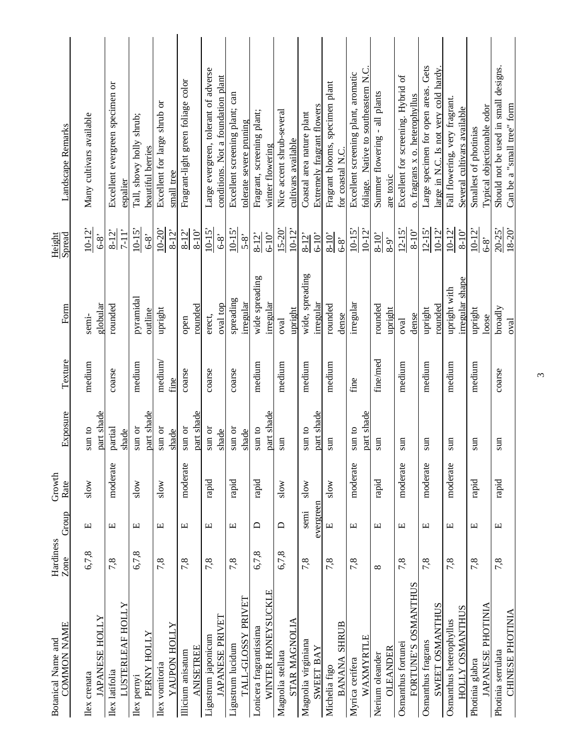| Botanical Name and COMMON NAME | Hardiness Zone | Group | Growth Rate | Exposure | Texture | Form | Height / Spread | Landscape Remarks |
|---|---|---|---|---|---|---|---|---|
| Ilex crenata JAPANESE HOLLY | 6,7,8 | E | slow | sun to part shade | medium | semi-globular | 10-12' / 6-8' | Many cultivars available |
| Ilex latifolia LUSTERLEAF HOLLY | 7,8 | E | moderate | partial shade | coarse | rounded | 8-12' / 7-11' | Excellent evergreen specimen or espalier |
| Ilex pernyi PERNY HOLLY | 6,7,8 | E | slow | sun or part shade | medium | pyramidal outline | 10-15' / 6-8' | Tall, showy holly shrub; beautiful berries |
| Ilex vomitoria YAUPON HOLLY | 7,8 | E | slow | sun or shade | medium/ fine | upright | 10-20' / 8-12' | Excellent for large shrub or small tree |
| Illicium anisatum ANISETREE | 7,8 | E | moderate | sun or part shade | coarse | open rounded | 8-12' / 8-10' | Fragrant-light green foliage color |
| Ligustrum japonicum JAPANESE PRIVET | 7,8 | E | rapid | sun or shade | coarse | erect, oval top | 10-15' / 6-8' | Large evergreen, tolerant of adverse conditions. Not a foundation plant |
| Ligustrum lucidum TALL-GLOSSY PRIVET | 7,8 | E | rapid | sun or shade | coarse | spreading irregular | 10-15' / 5-8' | Excellent screening plant; can tolerate severe pruning |
| Lonicera fragrantissima WINTER HONEYSUCKLE | 6,7,8 | D | rapid | sun to part shade | medium | wide spreading irregular | 8-12' / 6-10' | Fragrant, screening plant; winter flowering |
| Magnolia stellata STAR MAGNOLIA | 6,7,8 | D | slow | sun | medium | oval upright | 15-20' / 10-12' | Nice accent shrub-several cultivars available |
| Magnolia virginiana SWEET BAY | 7,8 | semi evergreen | slow | sun to part shade | medium | wide, spreading irregular | 8-12' / 6-10' | Coastal area nature plant Extremely fragrant flowers |
| Michelia figo BANANA SHRUB | 7,8 | E | slow | sun | medium | rounded dense | 8-10' / 6-8' | Fragrant blooms, specimen plant for coastal N.C. |
| Myrica cerifera WAXMYRTLE | 7,8 | E | moderate | sun to part shade | fine | irregular | 10-15' / 10-12' | Excellent screening plant, aromatic foliage. Native to southeastern N.C. |
| Nerium oleander OLEANDER | 8 | E | rapid | sun | fine/med | rounded upright | 8-10' / 8-9' | Summer flowering - all plants are toxic |
| Osmanthus fortunei FORTUNE'S OSMANTHUS | 7,8 | E | moderate | sun | medium | oval dense | 12-15' / 8-10' | Excellent for screening. Hybrid of o. fragrans x o. heterophyllus |
| Osmanthus fragrans SWEET OSMANTHUS | 7,8 | E | moderate | sun | medium | upright rounded | 12-15' / 10-12' | Large specimen for open areas. Gets large in N.C. Is not very cold hardy. |
| Osmanthus heterophyllus HOLLY OSMANTHUS | 7,8 | E | moderate | sun | medium | upright with irregular shape | 10-12' / 8-10' | Fall flowering, very fragrant. Several cultivars available |
| Photinia glabra JAPANESE PHOTINIA | 7,8 | E | rapid | sun | medium | upright loose | 10-12' / 6-8' | Smallest of photinias Typical objectionable odor |
| Photinia serrulata CHINESE PHOTINIA | 7,8 | E | rapid | sun | coarse | broadly oval | 20-25' / 18-20' | Should not be used in small designs. Can be a "small tree" form |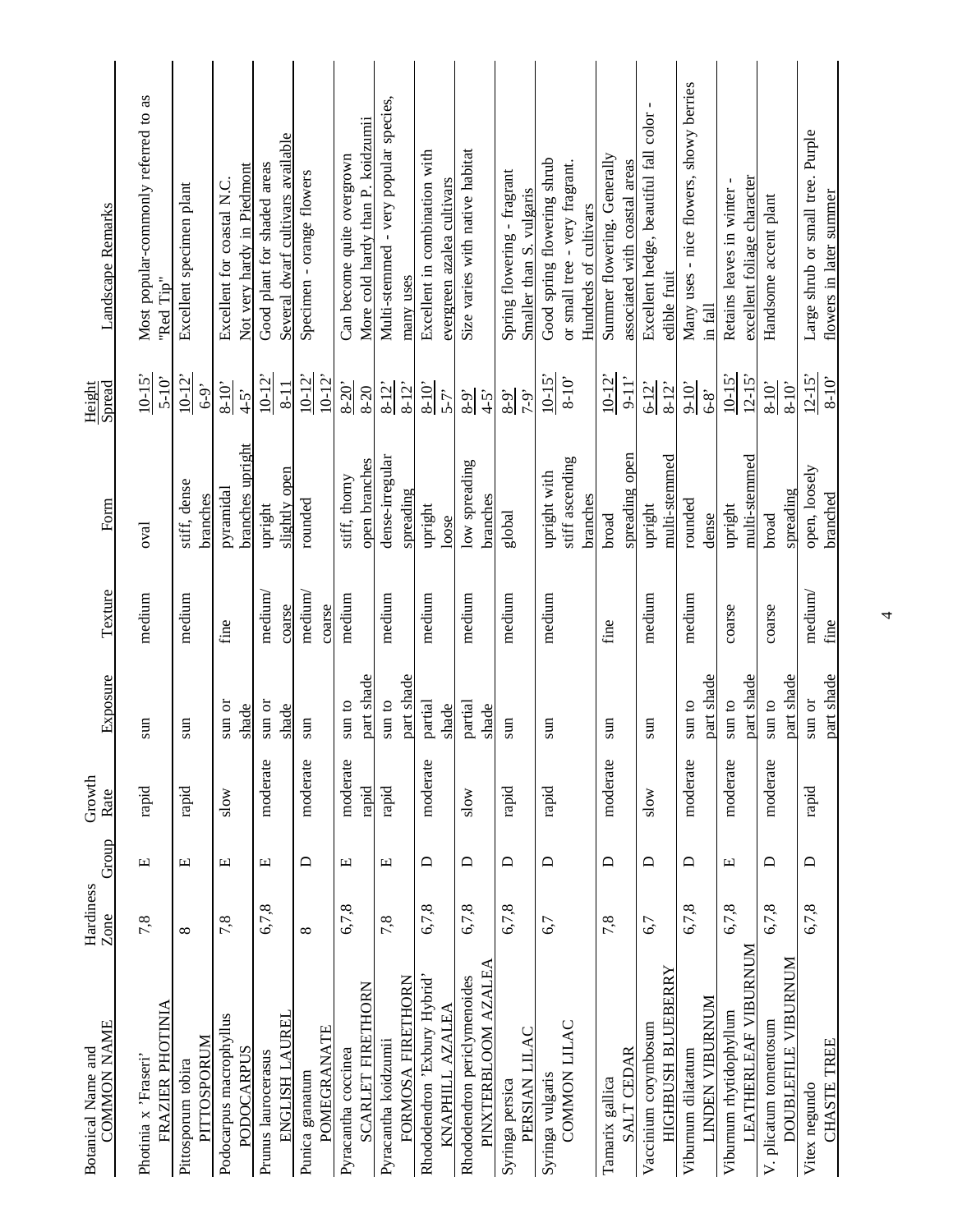| Botanical Name and COMMON NAME | Hardiness Zone | Group | Growth Rate | Exposure | Texture | Form | Height / Spread | Landscape Remarks |
|---|---|---|---|---|---|---|---|---|
| Photinia x 'Fraseri' FRAZIER PHOTINIA | 7,8 | E | rapid | sun | medium | oval | 10-15' / 5-10' | Most popular-commonly referred to as "Red Tip" |
| Pittosporum tobira PITTOSPORUM | 8 | E | rapid | sun | medium | stiff, dense branches | 10-12' / 6-9' | Excellent specimen plant |
| Podocarpus macrophyllus PODOCARPUS | 7,8 | E | slow | sun or shade | fine | pyramidal branches upright | 8-10' / 4-5' | Excellent for coastal N.C. Not very hardy in Piedmont |
| Prunus laurocerasus ENGLISH LAUREL | 6,7,8 | E | moderate | sun or shade | medium/ coarse | upright slightly open | 10-12' / 8-11 | Good plant for shaded areas Several dwarf cultivars available |
| Punica granatum POMEGRANATE | 8 | D | moderate | sun | medium/ coarse | rounded | 10-12' / 10-12' | Specimen - orange flowers |
| Pyracantha coccinea SCARLET FIRETHORN | 6,7,8 | E | moderate rapid | sun to part shade | medium | stiff, thorny open branches | 8-20' / 8-20 | Can become quite overgrown More cold hardy than P. koidzumii |
| Pyracantha koidzumii FORMOSA FIRETHORN | 7,8 | E | rapid | sun to part shade | medium | dense-irregular spreading | 8-12' / 8-12' | Multi-stemmed - very popular species, many uses |
| Rhododendron 'Exbury Hybrid' KNAPHILL AZALEA | 6,7,8 | D | moderate | partial shade | medium | upright loose | 8-10' / 5-7' | Excellent in combination with evergreen azalea cultivars |
| Rhododendron periclymenoides PINXTERBLOOM AZALEA | 6,7,8 | D | slow | partial shade | medium | low spreading branches | 8-9' / 4-5' | Size varies with native habitat |
| Syringa persica PERSIAN LILAC | 6,7,8 | D | rapid | sun | medium | global | 8-9' / 7-9' | Spring flowering - fragrant Smaller than S. vulgaris |
| Syringa vulgaris COMMON LILAC | 6,7 | D | rapid | sun | medium | upright with stiff ascending branches | 10-15' / 8-10' | Good spring flowering shrub or small tree - very fragrant. Hundreds of cultivars |
| Tamarix gallica SALT CEDAR | 7,8 | D | moderate | sun | fine | broad spreading open | 10-12' / 9-11' | Summer flowering. Generally associated with coastal areas |
| Vaccinium corymbosum HIGHBUSH BLUEBERRY | 6,7 | D | slow | sun | medium | upright multi-stemmed | 6-12' / 8-12' | Excellent hedge, beautiful fall color - edible fruit |
| Viburnum dilatatum LINDEN VIBURNUM | 6,7,8 | D | moderate | sun to part shade | medium | rounded dense | 9-10' / 6-8' | Many uses - nice flowers, showy berries in fall |
| Viburnum rhytidophyllum LEATHERLEAF VIBURNUM | 6,7,8 | E | moderate | sun to part shade | coarse | upright multi-stemmed | 10-15' / 12-15' | Retains leaves in winter - excellent foliage character |
| V. plicatum tomentosum DOUBLEFILE VIBURNUM | 6,7,8 | D | moderate | sun to part shade | coarse | broad spreading | 8-10' / 8-10' | Handsome accent plant |
| Vitex negundo CHASTE TREE | 6,7,8 | D | rapid | sun or part shade | medium/ fine | open, loosely branched | 12-15' / 8-10' | Large shrub or small tree. Purple flowers in later summer |